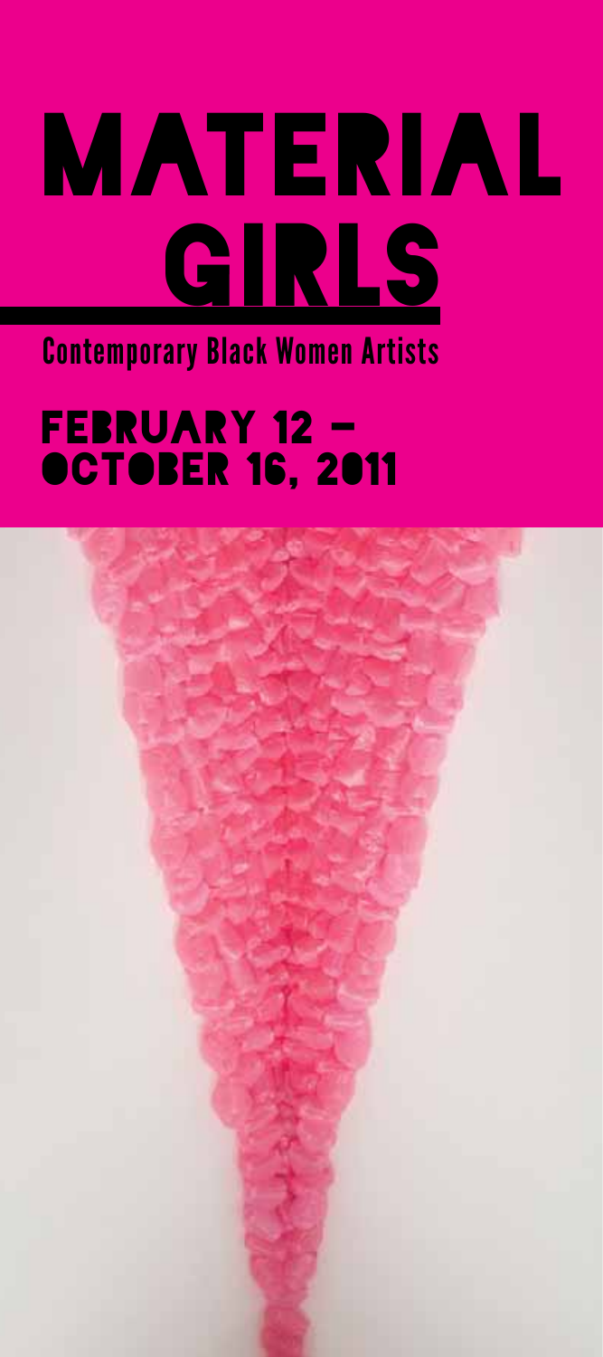# MATERIAL GIRLS

## Contemporary Black Women Artists

## FEBRUARY 12 – OCTOBER 16, 2011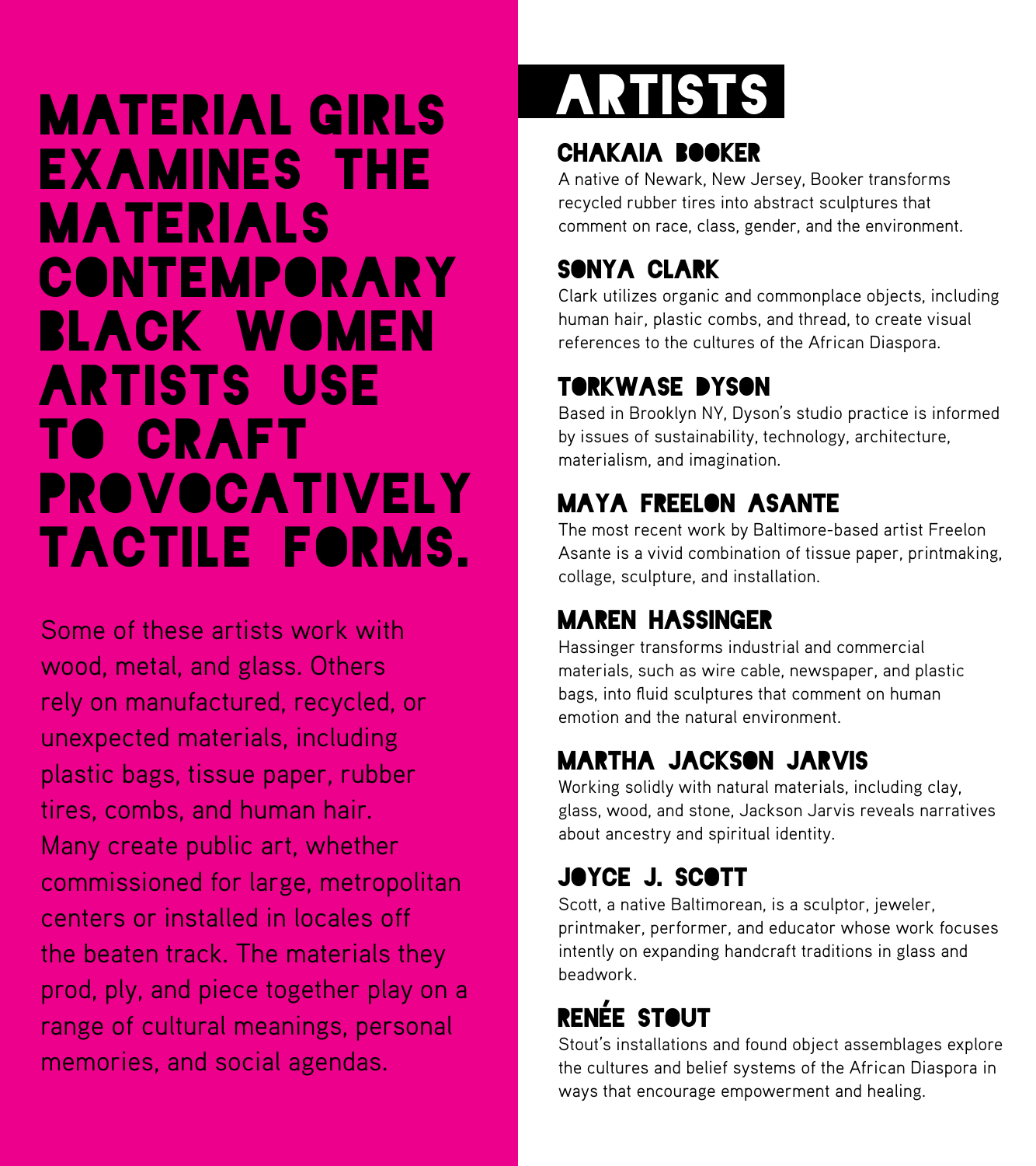# Material Girls examines the materials contemporary Black women artists use to craft provocatively tactile forms.

Some of these artists work with wood, metal, and glass. Others rely on manufactured, recycled, or unexpected materials, including plastic bags, tissue paper, rubber tires, combs, and human hair. Many create public art, whether commissioned for large, metropolitan centers or installed in locales off the beaten track. The materials they prod, ply, and piece together play on a range of cultural meanings, personal memories, and social agendas.

# Artists

### Chakaia Booker

A native of Newark, New Jersey, Booker transforms recycled rubber tires into abstract sculptures that comment on race, class, gender, and the environment.

### Sonya Clark

Clark utilizes organic and commonplace objects, including human hair, plastic combs, and thread, to create visual references to the cultures of the African Diaspora.

### Torkwase Dyson

Based in Brooklyn NY, Dyson's studio practice is informed by issues of sustainability, technology, architecture, materialism, and imagination.

### Maya Freelon Asante

The most recent work by Baltimore-based artist Freelon Asante is a vivid combination of tissue paper, printmaking, collage, sculpture, and installation.

### Maren Hassinger

Hassinger transforms industrial and commercial materials, such as wire cable, newspaper, and plastic bags, into fluid sculptures that comment on human emotion and the natural environment.

### Martha Jackson Jarvis

Working solidly with natural materials, including clay, glass, wood, and stone, Jackson Jarvis reveals narratives about ancestry and spiritual identity.

### Joyce J. Scott

Scott, a native Baltimorean, is a sculptor, jeweler, printmaker, performer, and educator whose work focuses intently on expanding handcraft traditions in glass and beadwork.

### Renée Stout

Stout's installations and found object assemblages explore the cultures and belief systems of the African Diaspora in ways that encourage empowerment and healing.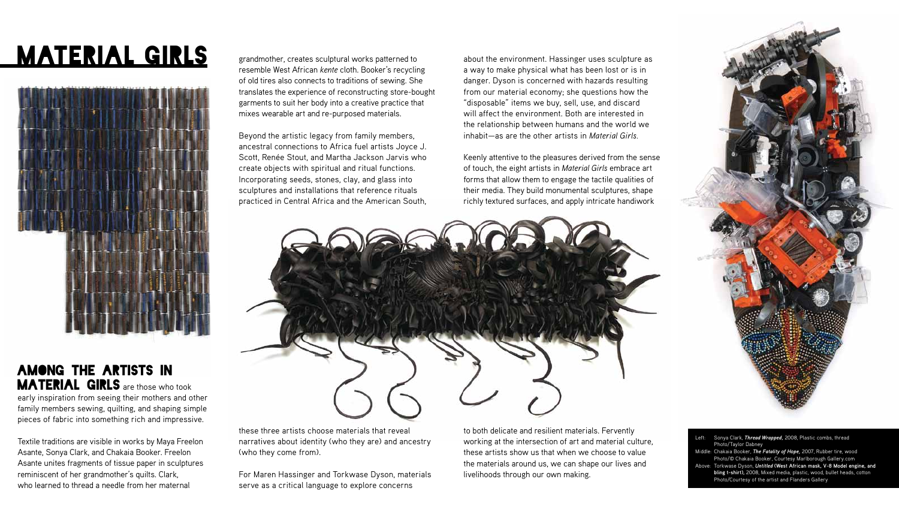# MATERIAL GIRLS

## AMONG THE ARTISTS IN MATERIAL GIRLS

**AMONG THE ARTISTS IN MATERIAL GIRLS** are those who took early inspiration from seeing their mothers and other family members sewing, quilting, and shaping simple pieces of fabric into something rich and impressive.

Textile traditions are visible in works by Maya Freelon Asante, Sonya Clark, and Chakaia Booker. Freelon Asante unites fragments of tissue paper in sculptures reminiscent of her grandmother's quilts. Clark, who learned to thread a needle from her maternal grandmother, creates sculptural works patterned to resemble West African *kente* cloth. Booker's recycling of old tires also connects to traditions of sewing. She translates the experience of reconstructing store-bought garments to suit her body into a creative practice that mixes wearable art and re-purposed materials.

Beyond the artistic legacy from family members, ancestral connections to Africa fuel artists Joyce J. Scott, Renée Stout, and Martha Jackson Jarvis who create objects with spiritual and ritual functions. Incorporating seeds, stones, clay, and glass into sculptures and installations that reference rituals practiced in Central Africa and the American South, these three artists choose materials that reveal narratives about identity (who they are) and ancestry (who they come from).

For Maren Hassinger and Torkwase Dyson, materials serve as a critical language to explore concerns about the environment. Hassinger uses sculpture as a way to make physical what has been lost or is in danger. Dyson is concerned with hazards resulting from our material economy; she questions how the "disposable" items we buy, sell, use, and discard will affect the environment. Both are interested in the relationship between humans and the world we inhabit—as are the other artists in *Material Girls.*

Keenly attentive to the pleasures derived from the sense of touch, the eight artists in *Material Girls* embrace art forms that allow them to engage the tactile qualities of their media. They build monumental sculptures, shape richly textured surfaces, and apply intricate handiwork to both delicate and resilient materials. Fervently working at the intersection of art and material culture, these artists show us that when we choose to value the materials around us, we can shape our lives and livelihoods through our own making.

Left: Sonya Clark, ***Thread Wrapped,*** 2008, Plastic combs, thread
Photo/Taylor Dabney

Middle: Chakaia Booker, ***The Fatality of Hope,*** 2007, Rubber tire, wood
Photo/© Chakaia Booker, Courtesy Marlborough Gallery.com

Above: Torkwase Dyson, ***Untitled*** **(West African mask, V-8 Model engine, and bling t-shirt),** 2008, Mixed media, plastic, wood, bullet heads, cotton
Photo/Courtesy of the artist and Flanders Gallery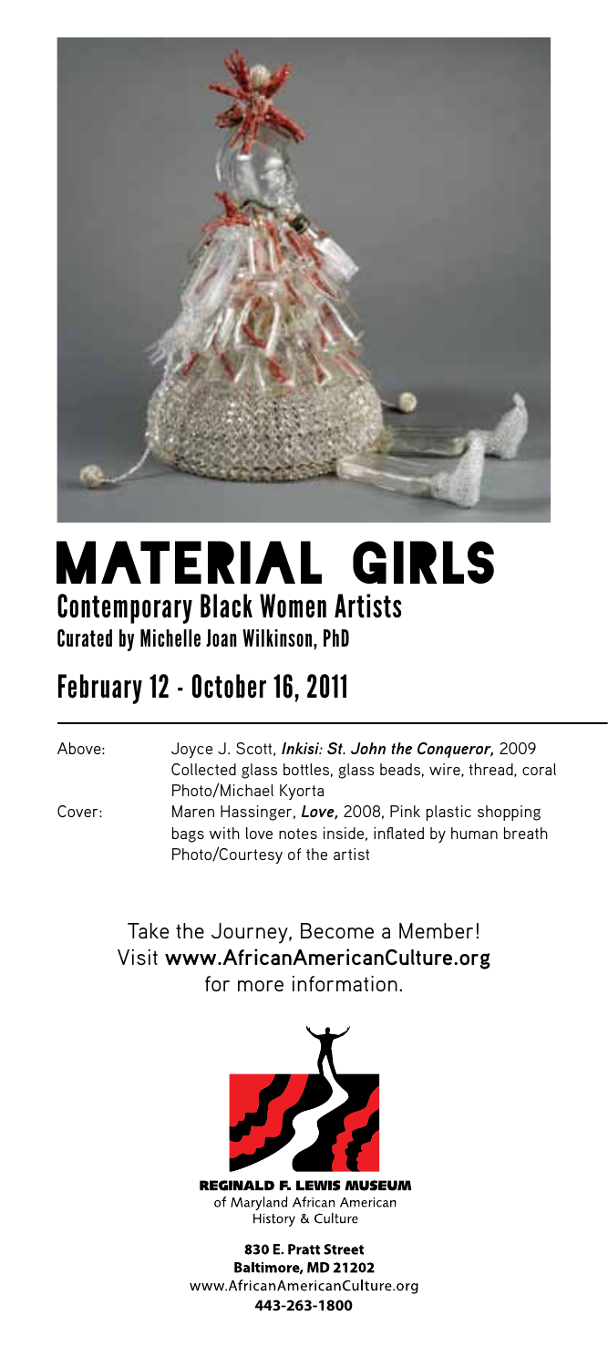# MATERIAL GIRLS

## Contemporary Black Women Artists

### Curated by Michelle Joan Wilkinson, PhD

## February 12 - October 16, 2011

| | |
|---|---|
| Above: | Joyce J. Scott, ***Inkisi: St. John the Conqueror,*** 2009<br>Collected glass bottles, glass beads, wire, thread, coral<br>Photo/Michael Kyorta |
| Cover: | Maren Hassinger, ***Love,*** 2008, Pink plastic shopping bags with love notes inside, inflated by human breath<br>Photo/Courtesy of the artist |

Take the Journey, Become a Member!
Visit **www.AfricanAmericanCulture.org** for more information.

**REGINALD F. LEWIS MUSEUM**
of Maryland African American History & Culture

**830 E. Pratt Street**
**Baltimore, MD 21202**
www.AfricanAmericanCulture.org
**443-263-1800**